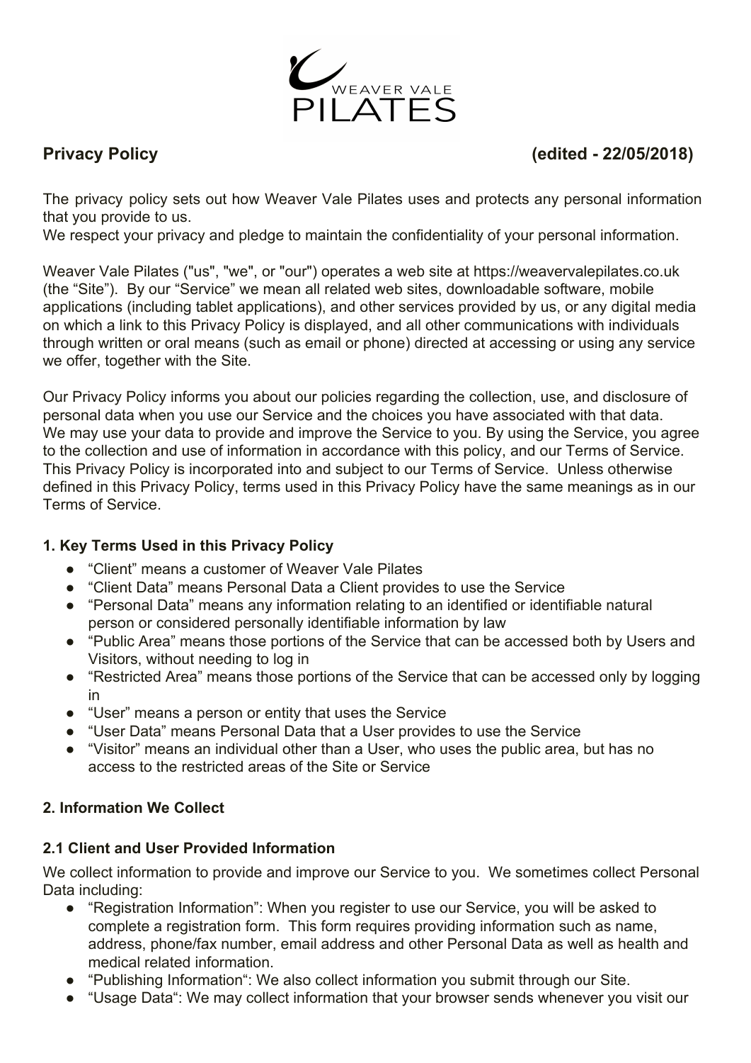# Privacy Policy (edited - 22/05/2018)

The privacy policy sets out how Weaver Vale Pilates uses and protects any personal information that you provide to us.
We respect your privacy and pledge to maintain the confidentiality of your personal information.

Weaver Vale Pilates ("us", "we", or "our") operates a web site at https://weavervalepilates.co.uk (the "Site"). By our "Service" we mean all related web sites, downloadable software, mobile applications (including tablet applications), and other services provided by us, or any digital media on which a link to this Privacy Policy is displayed, and all other communications with individuals through written or oral means (such as email or phone) directed at accessing or using any service we offer, together with the Site.

Our Privacy Policy informs you about our policies regarding the collection, use, and disclosure of personal data when you use our Service and the choices you have associated with that data.
We may use your data to provide and improve the Service to you. By using the Service, you agree to the collection and use of information in accordance with this policy, and our Terms of Service. This Privacy Policy is incorporated into and subject to our Terms of Service. Unless otherwise defined in this Privacy Policy, terms used in this Privacy Policy have the same meanings as in our Terms of Service.

### 1. Key Terms Used in this Privacy Policy

- "Client" means a customer of Weaver Vale Pilates
- "Client Data" means Personal Data a Client provides to use the Service
- "Personal Data" means any information relating to an identified or identifiable natural person or considered personally identifiable information by law
- "Public Area" means those portions of the Service that can be accessed both by Users and Visitors, without needing to log in
- "Restricted Area" means those portions of the Service that can be accessed only by logging in
- "User" means a person or entity that uses the Service
- "User Data" means Personal Data that a User provides to use the Service
- "Visitor" means an individual other than a User, who uses the public area, but has no access to the restricted areas of the Site or Service

### 2. Information We Collect

#### 2.1 Client and User Provided Information

We collect information to provide and improve our Service to you. We sometimes collect Personal Data including:

- "Registration Information": When you register to use our Service, you will be asked to complete a registration form. This form requires providing information such as name, address, phone/fax number, email address and other Personal Data as well as health and medical related information.
- "Publishing Information": We also collect information you submit through our Site.
- "Usage Data": We may collect information that your browser sends whenever you visit our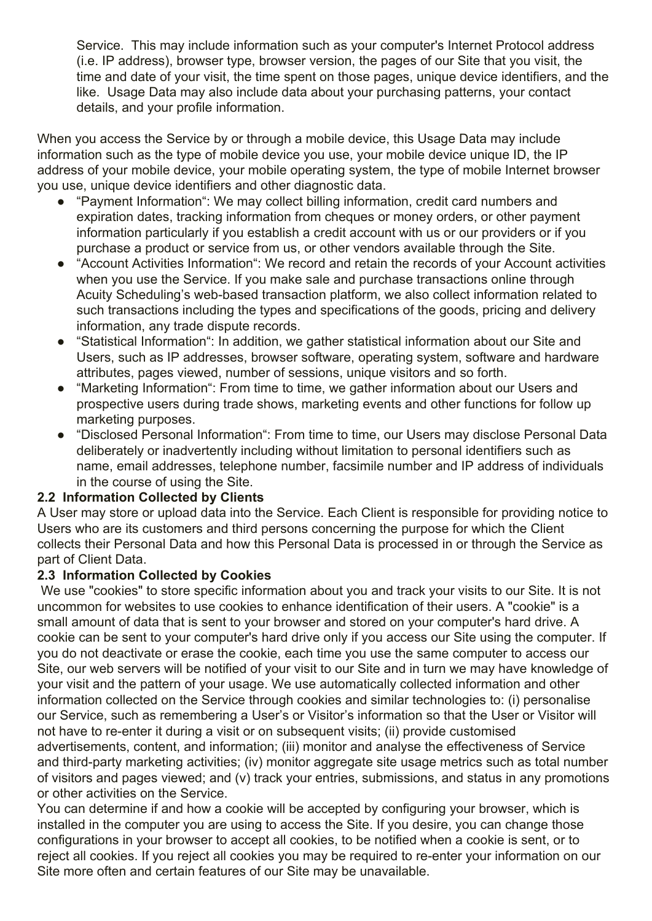Service. This may include information such as your computer's Internet Protocol address (i.e. IP address), browser type, browser version, the pages of our Site that you visit, the time and date of your visit, the time spent on those pages, unique device identifiers, and the like. Usage Data may also include data about your purchasing patterns, your contact details, and your profile information.

When you access the Service by or through a mobile device, this Usage Data may include information such as the type of mobile device you use, your mobile device unique ID, the IP address of your mobile device, your mobile operating system, the type of mobile Internet browser you use, unique device identifiers and other diagnostic data.

- "Payment Information": We may collect billing information, credit card numbers and expiration dates, tracking information from cheques or money orders, or other payment information particularly if you establish a credit account with us or our providers or if you purchase a product or service from us, or other vendors available through the Site.
- "Account Activities Information": We record and retain the records of your Account activities when you use the Service. If you make sale and purchase transactions online through Acuity Scheduling's web-based transaction platform, we also collect information related to such transactions including the types and specifications of the goods, pricing and delivery information, any trade dispute records.
- "Statistical Information": In addition, we gather statistical information about our Site and Users, such as IP addresses, browser software, operating system, software and hardware attributes, pages viewed, number of sessions, unique visitors and so forth.
- "Marketing Information": From time to time, we gather information about our Users and prospective users during trade shows, marketing events and other functions for follow up marketing purposes.
- "Disclosed Personal Information": From time to time, our Users may disclose Personal Data deliberately or inadvertently including without limitation to personal identifiers such as name, email addresses, telephone number, facsimile number and IP address of individuals in the course of using the Site.

**2.2 Information Collected by Clients**

A User may store or upload data into the Service. Each Client is responsible for providing notice to Users who are its customers and third persons concerning the purpose for which the Client collects their Personal Data and how this Personal Data is processed in or through the Service as part of Client Data.

**2.3 Information Collected by Cookies**

We use "cookies" to store specific information about you and track your visits to our Site. It is not uncommon for websites to use cookies to enhance identification of their users. A "cookie" is a small amount of data that is sent to your browser and stored on your computer's hard drive. A cookie can be sent to your computer's hard drive only if you access our Site using the computer. If you do not deactivate or erase the cookie, each time you use the same computer to access our Site, our web servers will be notified of your visit to our Site and in turn we may have knowledge of your visit and the pattern of your usage. We use automatically collected information and other information collected on the Service through cookies and similar technologies to: (i) personalise our Service, such as remembering a User's or Visitor's information so that the User or Visitor will not have to re-enter it during a visit or on subsequent visits; (ii) provide customised advertisements, content, and information; (iii) monitor and analyse the effectiveness of Service and third-party marketing activities; (iv) monitor aggregate site usage metrics such as total number of visitors and pages viewed; and (v) track your entries, submissions, and status in any promotions or other activities on the Service.

You can determine if and how a cookie will be accepted by configuring your browser, which is installed in the computer you are using to access the Site. If you desire, you can change those configurations in your browser to accept all cookies, to be notified when a cookie is sent, or to reject all cookies. If you reject all cookies you may be required to re-enter your information on our Site more often and certain features of our Site may be unavailable.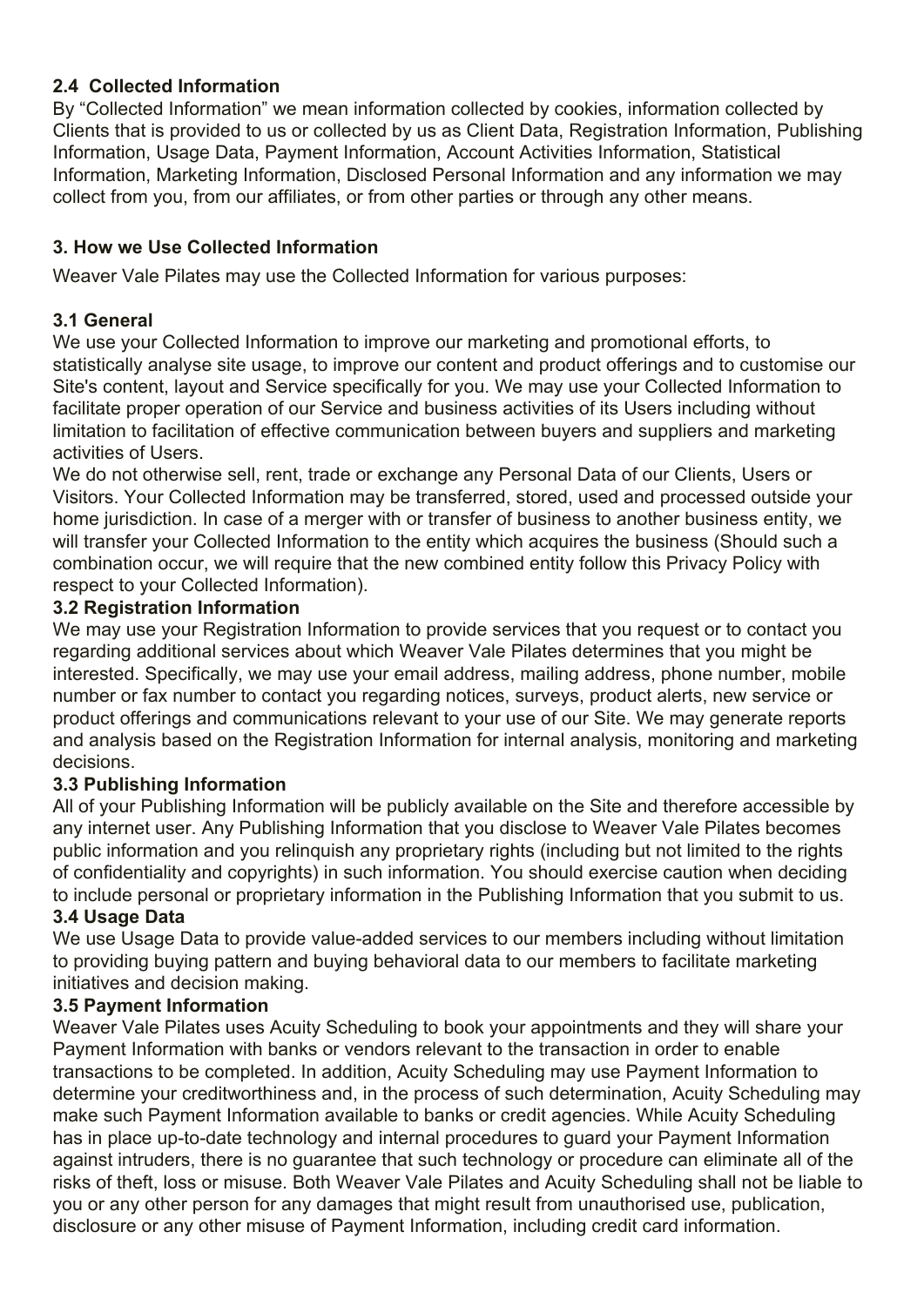### 2.4 Collected Information

By “Collected Information” we mean information collected by cookies, information collected by Clients that is provided to us or collected by us as Client Data, Registration Information, Publishing Information, Usage Data, Payment Information, Account Activities Information, Statistical Information, Marketing Information, Disclosed Personal Information and any information we may collect from you, from our affiliates, or from other parties or through any other means.

## 3. How we Use Collected Information

Weaver Vale Pilates may use the Collected Information for various purposes:

### 3.1 General

We use your Collected Information to improve our marketing and promotional efforts, to statistically analyse site usage, to improve our content and product offerings and to customise our Site's content, layout and Service specifically for you. We may use your Collected Information to facilitate proper operation of our Service and business activities of its Users including without limitation to facilitation of effective communication between buyers and suppliers and marketing activities of Users.

We do not otherwise sell, rent, trade or exchange any Personal Data of our Clients, Users or Visitors. Your Collected Information may be transferred, stored, used and processed outside your home jurisdiction. In case of a merger with or transfer of business to another business entity, we will transfer your Collected Information to the entity which acquires the business (Should such a combination occur, we will require that the new combined entity follow this Privacy Policy with respect to your Collected Information).

### 3.2 Registration Information

We may use your Registration Information to provide services that you request or to contact you regarding additional services about which Weaver Vale Pilates determines that you might be interested. Specifically, we may use your email address, mailing address, phone number, mobile number or fax number to contact you regarding notices, surveys, product alerts, new service or product offerings and communications relevant to your use of our Site. We may generate reports and analysis based on the Registration Information for internal analysis, monitoring and marketing decisions.

### 3.3 Publishing Information

All of your Publishing Information will be publicly available on the Site and therefore accessible by any internet user. Any Publishing Information that you disclose to Weaver Vale Pilates becomes public information and you relinquish any proprietary rights (including but not limited to the rights of confidentiality and copyrights) in such information. You should exercise caution when deciding to include personal or proprietary information in the Publishing Information that you submit to us.

### 3.4 Usage Data

We use Usage Data to provide value-added services to our members including without limitation to providing buying pattern and buying behavioral data to our members to facilitate marketing initiatives and decision making.

### 3.5 Payment Information

Weaver Vale Pilates uses Acuity Scheduling to book your appointments and they will share your Payment Information with banks or vendors relevant to the transaction in order to enable transactions to be completed. In addition, Acuity Scheduling may use Payment Information to determine your creditworthiness and, in the process of such determination, Acuity Scheduling may make such Payment Information available to banks or credit agencies. While Acuity Scheduling has in place up-to-date technology and internal procedures to guard your Payment Information against intruders, there is no guarantee that such technology or procedure can eliminate all of the risks of theft, loss or misuse. Both Weaver Vale Pilates and Acuity Scheduling shall not be liable to you or any other person for any damages that might result from unauthorised use, publication, disclosure or any other misuse of Payment Information, including credit card information.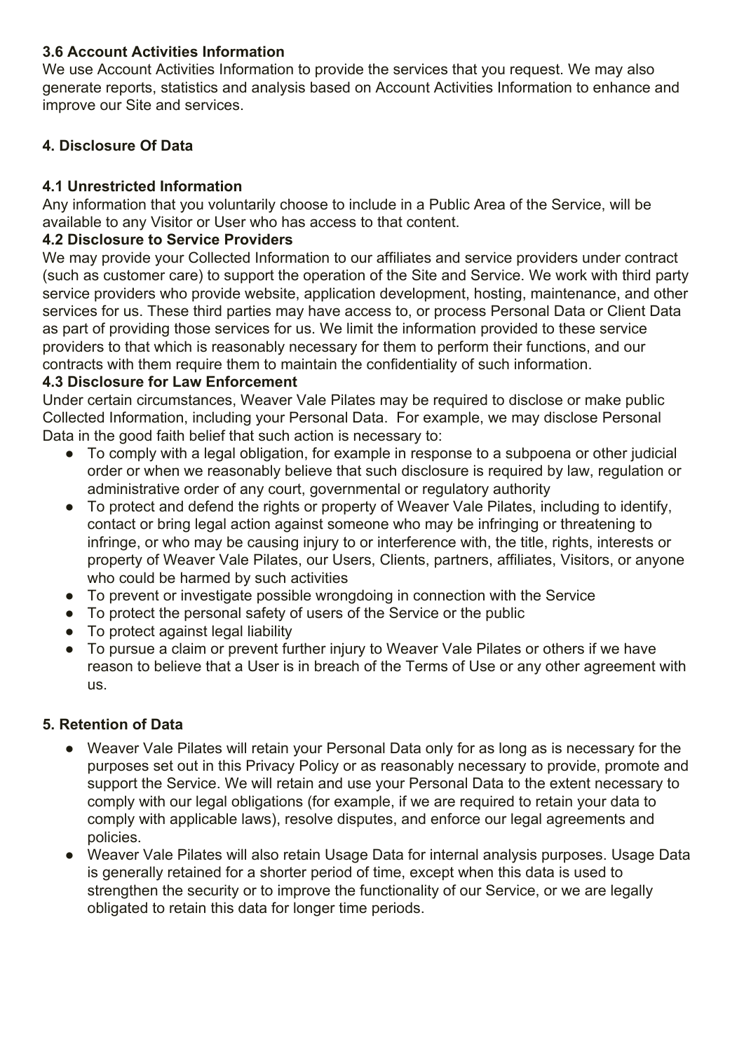### 3.6 Account Activities Information

We use Account Activities Information to provide the services that you request. We may also generate reports, statistics and analysis based on Account Activities Information to enhance and improve our Site and services.

## 4. Disclosure Of Data

### 4.1 Unrestricted Information

Any information that you voluntarily choose to include in a Public Area of the Service, will be available to any Visitor or User who has access to that content.

### 4.2 Disclosure to Service Providers

We may provide your Collected Information to our affiliates and service providers under contract (such as customer care) to support the operation of the Site and Service. We work with third party service providers who provide website, application development, hosting, maintenance, and other services for us. These third parties may have access to, or process Personal Data or Client Data as part of providing those services for us. We limit the information provided to these service providers to that which is reasonably necessary for them to perform their functions, and our contracts with them require them to maintain the confidentiality of such information.

### 4.3 Disclosure for Law Enforcement

Under certain circumstances, Weaver Vale Pilates may be required to disclose or make public Collected Information, including your Personal Data. For example, we may disclose Personal Data in the good faith belief that such action is necessary to:

- To comply with a legal obligation, for example in response to a subpoena or other judicial order or when we reasonably believe that such disclosure is required by law, regulation or administrative order of any court, governmental or regulatory authority
- To protect and defend the rights or property of Weaver Vale Pilates, including to identify, contact or bring legal action against someone who may be infringing or threatening to infringe, or who may be causing injury to or interference with, the title, rights, interests or property of Weaver Vale Pilates, our Users, Clients, partners, affiliates, Visitors, or anyone who could be harmed by such activities
- To prevent or investigate possible wrongdoing in connection with the Service
- To protect the personal safety of users of the Service or the public
- To protect against legal liability
- To pursue a claim or prevent further injury to Weaver Vale Pilates or others if we have reason to believe that a User is in breach of the Terms of Use or any other agreement with us.

## 5. Retention of Data

- Weaver Vale Pilates will retain your Personal Data only for as long as is necessary for the purposes set out in this Privacy Policy or as reasonably necessary to provide, promote and support the Service. We will retain and use your Personal Data to the extent necessary to comply with our legal obligations (for example, if we are required to retain your data to comply with applicable laws), resolve disputes, and enforce our legal agreements and policies.
- Weaver Vale Pilates will also retain Usage Data for internal analysis purposes. Usage Data is generally retained for a shorter period of time, except when this data is used to strengthen the security or to improve the functionality of our Service, or we are legally obligated to retain this data for longer time periods.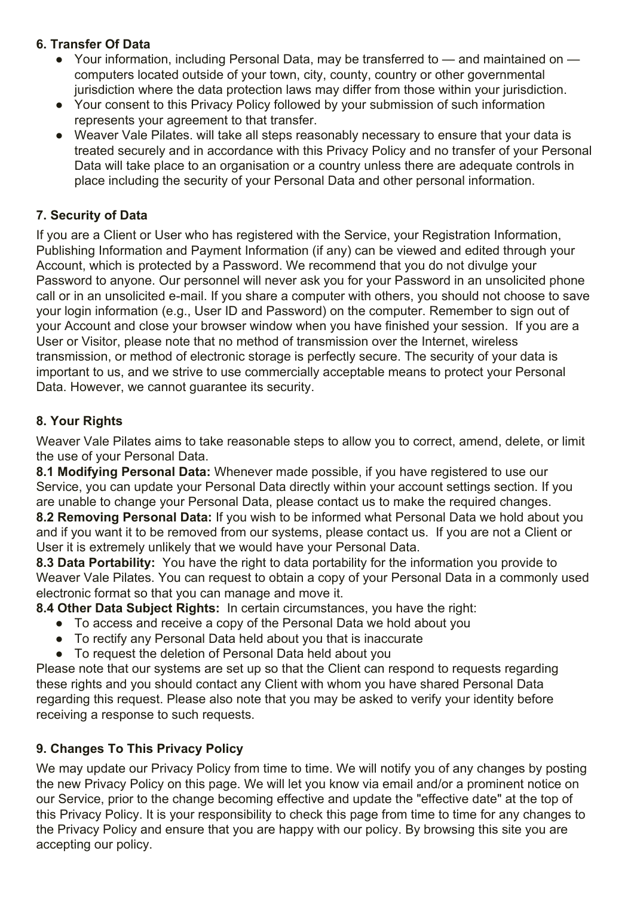### 6. Transfer Of Data

- Your information, including Personal Data, may be transferred to — and maintained on — computers located outside of your town, city, county, country or other governmental jurisdiction where the data protection laws may differ from those within your jurisdiction.
- Your consent to this Privacy Policy followed by your submission of such information represents your agreement to that transfer.
- Weaver Vale Pilates. will take all steps reasonably necessary to ensure that your data is treated securely and in accordance with this Privacy Policy and no transfer of your Personal Data will take place to an organisation or a country unless there are adequate controls in place including the security of your Personal Data and other personal information.

### 7. Security of Data

If you are a Client or User who has registered with the Service, your Registration Information, Publishing Information and Payment Information (if any) can be viewed and edited through your Account, which is protected by a Password. We recommend that you do not divulge your Password to anyone. Our personnel will never ask you for your Password in an unsolicited phone call or in an unsolicited e-mail. If you share a computer with others, you should not choose to save your login information (e.g., User ID and Password) on the computer. Remember to sign out of your Account and close your browser window when you have finished your session. If you are a User or Visitor, please note that no method of transmission over the Internet, wireless transmission, or method of electronic storage is perfectly secure. The security of your data is important to us, and we strive to use commercially acceptable means to protect your Personal Data. However, we cannot guarantee its security.

### 8. Your Rights

Weaver Vale Pilates aims to take reasonable steps to allow you to correct, amend, delete, or limit the use of your Personal Data.

**8.1 Modifying Personal Data:** Whenever made possible, if you have registered to use our Service, you can update your Personal Data directly within your account settings section. If you are unable to change your Personal Data, please contact us to make the required changes.

**8.2 Removing Personal Data:** If you wish to be informed what Personal Data we hold about you and if you want it to be removed from our systems, please contact us. If you are not a Client or User it is extremely unlikely that we would have your Personal Data.

**8.3 Data Portability:** You have the right to data portability for the information you provide to Weaver Vale Pilates. You can request to obtain a copy of your Personal Data in a commonly used electronic format so that you can manage and move it.

**8.4 Other Data Subject Rights:** In certain circumstances, you have the right:

- To access and receive a copy of the Personal Data we hold about you
- To rectify any Personal Data held about you that is inaccurate
- To request the deletion of Personal Data held about you

Please note that our systems are set up so that the Client can respond to requests regarding these rights and you should contact any Client with whom you have shared Personal Data regarding this request. Please also note that you may be asked to verify your identity before receiving a response to such requests.

### 9. Changes To This Privacy Policy

We may update our Privacy Policy from time to time. We will notify you of any changes by posting the new Privacy Policy on this page. We will let you know via email and/or a prominent notice on our Service, prior to the change becoming effective and update the "effective date" at the top of this Privacy Policy. It is your responsibility to check this page from time to time for any changes to the Privacy Policy and ensure that you are happy with our policy. By browsing this site you are accepting our policy.